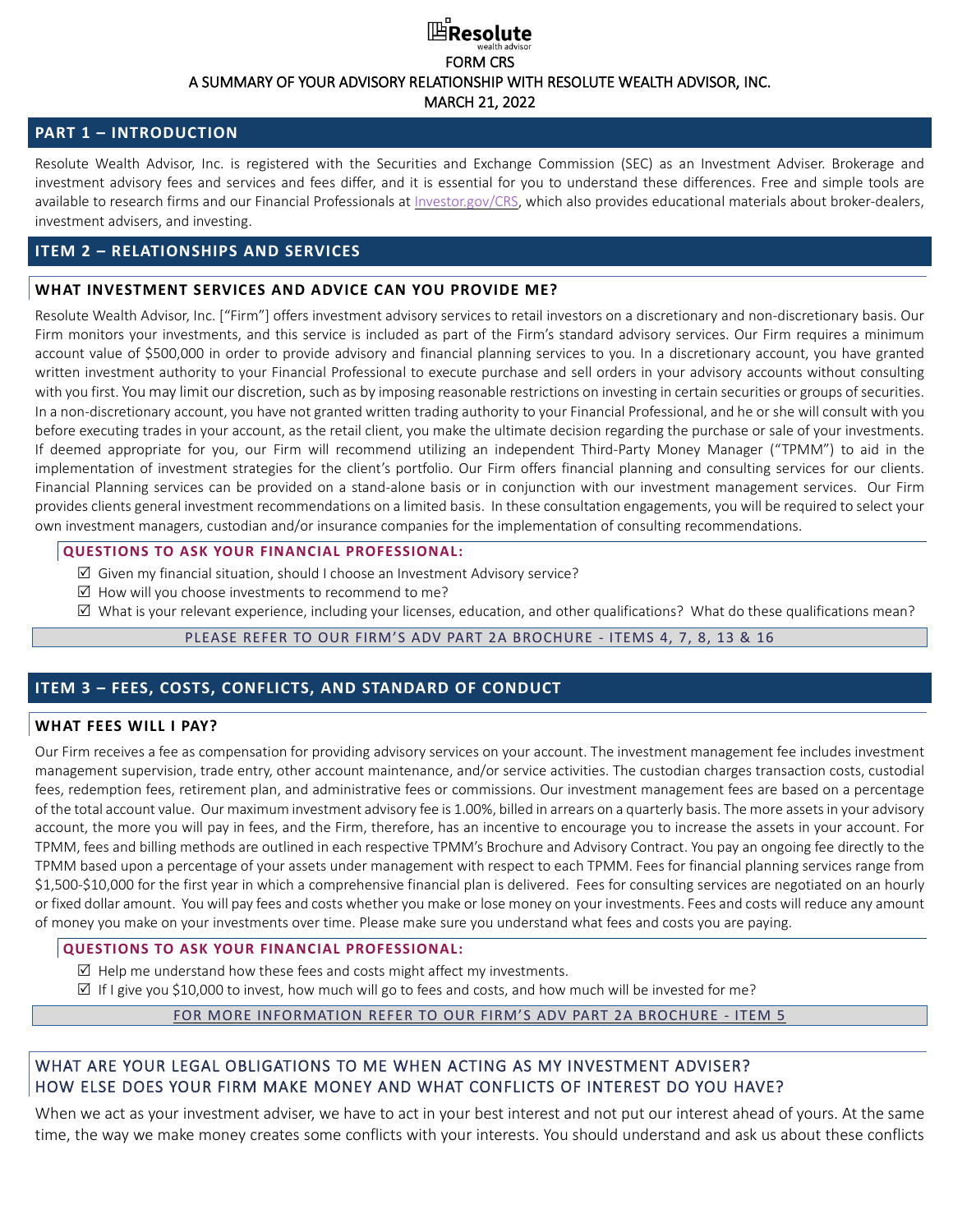Resolute wealth advisor

FORM CRS

A SUMMARY OF YOUR ADVISORY RELATIONSHIP WITH RESOLUTE WEALTH ADVISOR, INC.

MARCH 21, 2022

## PART 1 – INTRODUCTION

Resolute Wealth Advisor, Inc. is registered with the Securities and Exchange Commission (SEC) as an Investment Adviser. Brokerage and investment advisory fees and services and fees differ, and it is essential for you to understand these differences. Free and simple tools are available to research firms and our Financial Professionals at Investor.gov/CRS, which also provides educational materials about broker-dealers, investment advisers, and investing.

## ITEM 2 – RELATIONSHIPS AND SERVICES

### WHAT INVESTMENT SERVICES AND ADVICE CAN YOU PROVIDE ME?

Resolute Wealth Advisor, Inc. ["Firm"] offers investment advisory services to retail investors on a discretionary and non-discretionary basis. Our Firm monitors your investments, and this service is included as part of the Firm's standard advisory services. Our Firm requires a minimum account value of $500,000 in order to provide advisory and financial planning services to you. In a discretionary account, you have granted written investment authority to your Financial Professional to execute purchase and sell orders in your advisory accounts without consulting with you first. You may limit our discretion, such as by imposing reasonable restrictions on investing in certain securities or groups of securities. In a non-discretionary account, you have not granted written trading authority to your Financial Professional, and he or she will consult with you before executing trades in your account, as the retail client, you make the ultimate decision regarding the purchase or sale of your investments. If deemed appropriate for you, our Firm will recommend utilizing an independent Third-Party Money Manager ("TPMM") to aid in the implementation of investment strategies for the client's portfolio. Our Firm offers financial planning and consulting services for our clients. Financial Planning services can be provided on a stand-alone basis or in conjunction with our investment management services. Our Firm provides clients general investment recommendations on a limited basis. In these consultation engagements, you will be required to select your own investment managers, custodian and/or insurance companies for the implementation of consulting recommendations.

#### QUESTIONS TO ASK YOUR FINANCIAL PROFESSIONAL:

- ☑ Given my financial situation, should I choose an Investment Advisory service?
- ☑ How will you choose investments to recommend to me?
- ☑ What is your relevant experience, including your licenses, education, and other qualifications? What do these qualifications mean?

PLEASE REFER TO OUR FIRM'S ADV PART 2A BROCHURE - ITEMS 4, 7, 8, 13 & 16

## ITEM 3 – FEES, COSTS, CONFLICTS, AND STANDARD OF CONDUCT

### WHAT FEES WILL I PAY?

Our Firm receives a fee as compensation for providing advisory services on your account. The investment management fee includes investment management supervision, trade entry, other account maintenance, and/or service activities. The custodian charges transaction costs, custodial fees, redemption fees, retirement plan, and administrative fees or commissions. Our investment management fees are based on a percentage of the total account value. Our maximum investment advisory fee is 1.00%, billed in arrears on a quarterly basis. The more assets in your advisory account, the more you will pay in fees, and the Firm, therefore, has an incentive to encourage you to increase the assets in your account. For TPMM, fees and billing methods are outlined in each respective TPMM's Brochure and Advisory Contract. You pay an ongoing fee directly to the TPMM based upon a percentage of your assets under management with respect to each TPMM. Fees for financial planning services range from $1,500-$10,000 for the first year in which a comprehensive financial plan is delivered. Fees for consulting services are negotiated on an hourly or fixed dollar amount. You will pay fees and costs whether you make or lose money on your investments. Fees and costs will reduce any amount of money you make on your investments over time. Please make sure you understand what fees and costs you are paying.

#### QUESTIONS TO ASK YOUR FINANCIAL PROFESSIONAL:

- ☑ Help me understand how these fees and costs might affect my investments.
- ☑ If I give you $10,000 to invest, how much will go to fees and costs, and how much will be invested for me?

FOR MORE INFORMATION REFER TO OUR FIRM'S ADV PART 2A BROCHURE - ITEM 5

### WHAT ARE YOUR LEGAL OBLIGATIONS TO ME WHEN ACTING AS MY INVESTMENT ADVISER? HOW ELSE DOES YOUR FIRM MAKE MONEY AND WHAT CONFLICTS OF INTEREST DO YOU HAVE?

When we act as your investment adviser, we have to act in your best interest and not put our interest ahead of yours. At the same time, the way we make money creates some conflicts with your interests. You should understand and ask us about these conflicts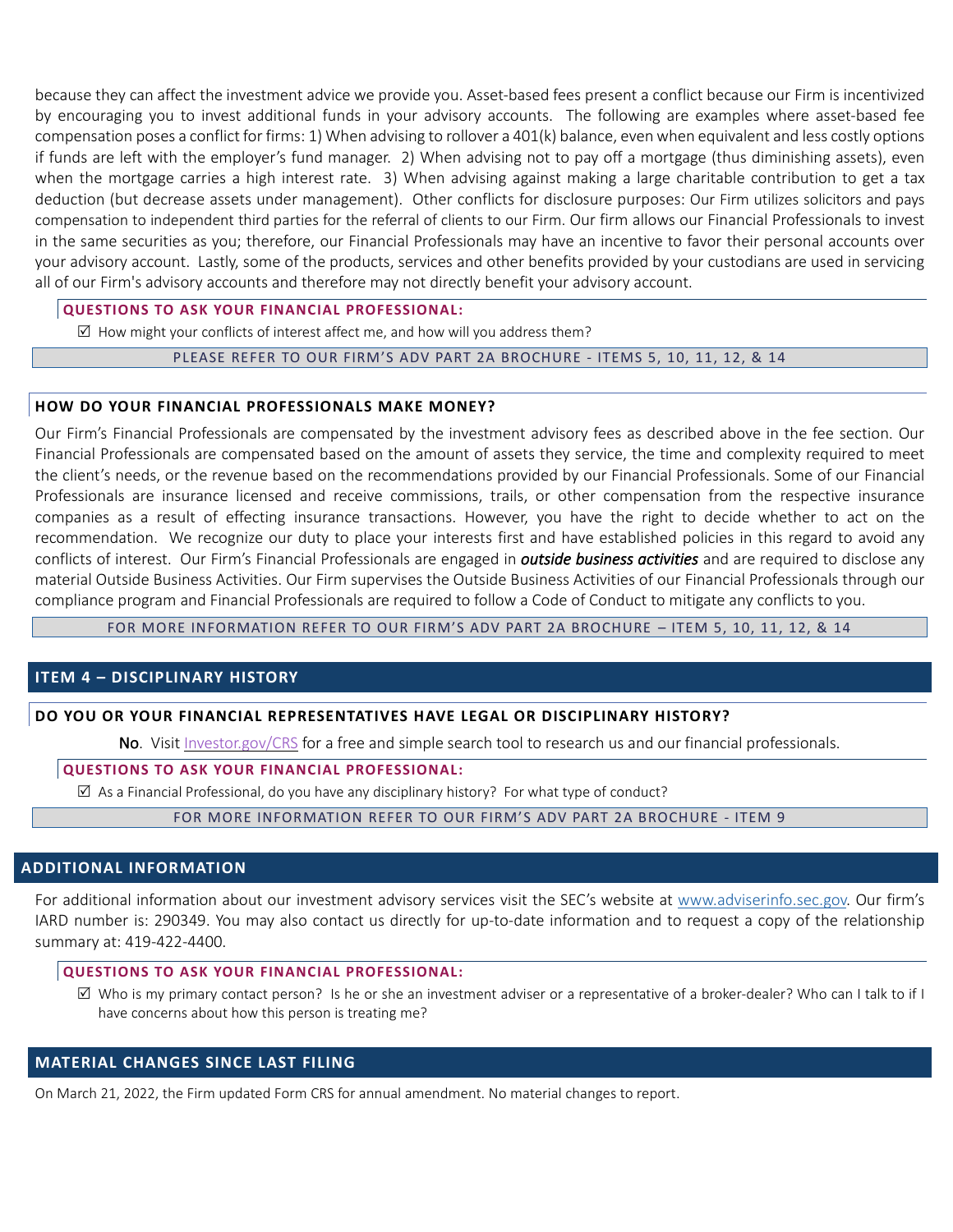because they can affect the investment advice we provide you. Asset-based fees present a conflict because our Firm is incentivized by encouraging you to invest additional funds in your advisory accounts. The following are examples where asset-based fee compensation poses a conflict for firms: 1) When advising to rollover a 401(k) balance, even when equivalent and less costly options if funds are left with the employer's fund manager. 2) When advising not to pay off a mortgage (thus diminishing assets), even when the mortgage carries a high interest rate. 3) When advising against making a large charitable contribution to get a tax deduction (but decrease assets under management). Other conflicts for disclosure purposes: Our Firm utilizes solicitors and pays compensation to independent third parties for the referral of clients to our Firm. Our firm allows our Financial Professionals to invest in the same securities as you; therefore, our Financial Professionals may have an incentive to favor their personal accounts over your advisory account. Lastly, some of the products, services and other benefits provided by your custodians are used in servicing all of our Firm's advisory accounts and therefore may not directly benefit your advisory account.

**QUESTIONS TO ASK YOUR FINANCIAL PROFESSIONAL:**

☑ How might your conflicts of interest affect me, and how will you address them?

PLEASE REFER TO OUR FIRM'S ADV PART 2A BROCHURE - ITEMS 5, 10, 11, 12, & 14

### HOW DO YOUR FINANCIAL PROFESSIONALS MAKE MONEY?

Our Firm's Financial Professionals are compensated by the investment advisory fees as described above in the fee section. Our Financial Professionals are compensated based on the amount of assets they service, the time and complexity required to meet the client's needs, or the revenue based on the recommendations provided by our Financial Professionals. Some of our Financial Professionals are insurance licensed and receive commissions, trails, or other compensation from the respective insurance companies as a result of effecting insurance transactions. However, you have the right to decide whether to act on the recommendation. We recognize our duty to place your interests first and have established policies in this regard to avoid any conflicts of interest. Our Firm's Financial Professionals are engaged in ***outside business activities*** and are required to disclose any material Outside Business Activities. Our Firm supervises the Outside Business Activities of our Financial Professionals through our compliance program and Financial Professionals are required to follow a Code of Conduct to mitigate any conflicts to you.

FOR MORE INFORMATION REFER TO OUR FIRM'S ADV PART 2A BROCHURE – ITEM 5, 10, 11, 12, & 14

## ITEM 4 – DISCIPLINARY HISTORY

### DO YOU OR YOUR FINANCIAL REPRESENTATIVES HAVE LEGAL OR DISCIPLINARY HISTORY?

**No**. Visit Investor.gov/CRS for a free and simple search tool to research us and our financial professionals.

**QUESTIONS TO ASK YOUR FINANCIAL PROFESSIONAL:**

☑ As a Financial Professional, do you have any disciplinary history? For what type of conduct?

FOR MORE INFORMATION REFER TO OUR FIRM'S ADV PART 2A BROCHURE - ITEM 9

## ADDITIONAL INFORMATION

For additional information about our investment advisory services visit the SEC's website at www.adviserinfo.sec.gov. Our firm's IARD number is: 290349. You may also contact us directly for up-to-date information and to request a copy of the relationship summary at: 419-422-4400.

**QUESTIONS TO ASK YOUR FINANCIAL PROFESSIONAL:**

☑ Who is my primary contact person? Is he or she an investment adviser or a representative of a broker-dealer? Who can I talk to if I have concerns about how this person is treating me?

## MATERIAL CHANGES SINCE LAST FILING

On March 21, 2022, the Firm updated Form CRS for annual amendment. No material changes to report.